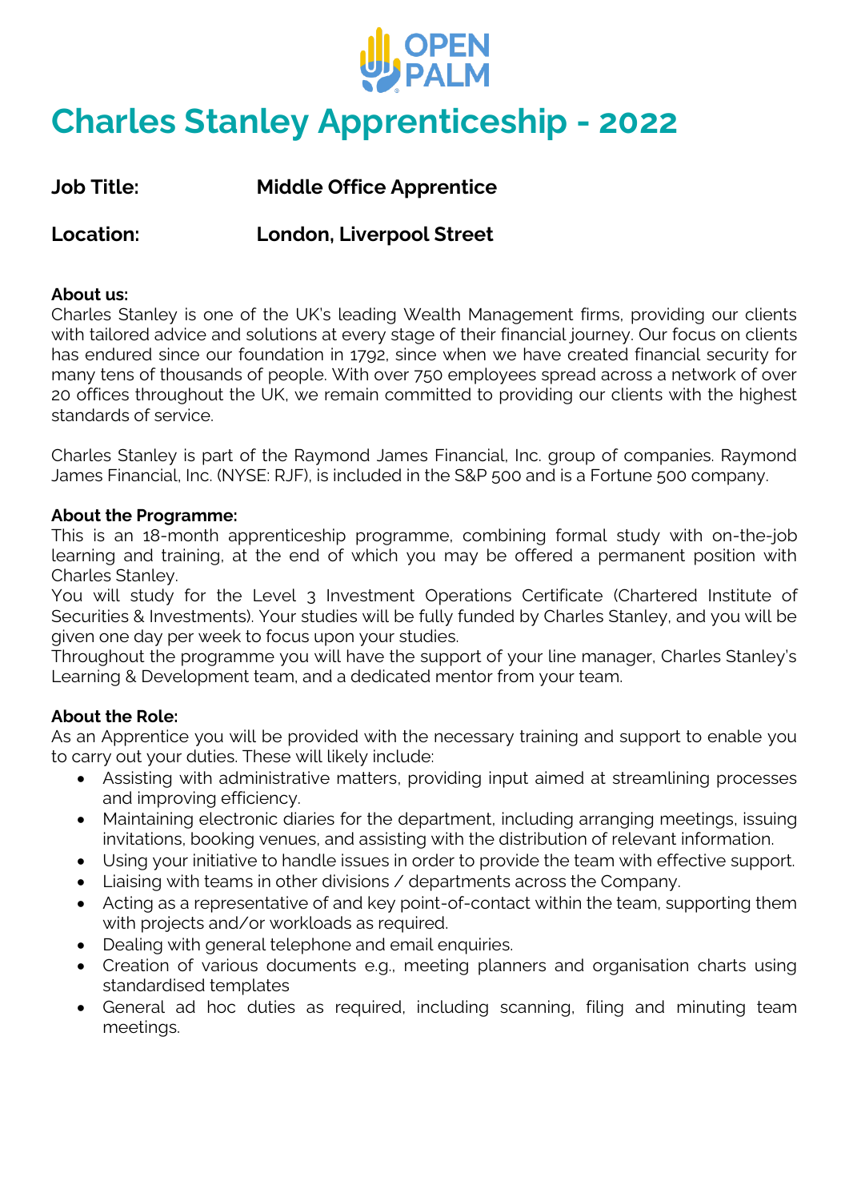OPEN PALM

# Charles Stanley Apprenticeship - 2022

**Job Title:** **Middle Office Apprentice**

**Location:** **London, Liverpool Street**

**About us:**
Charles Stanley is one of the UK's leading Wealth Management firms, providing our clients with tailored advice and solutions at every stage of their financial journey. Our focus on clients has endured since our foundation in 1792, since when we have created financial security for many tens of thousands of people. With over 750 employees spread across a network of over 20 offices throughout the UK, we remain committed to providing our clients with the highest standards of service.

Charles Stanley is part of the Raymond James Financial, Inc. group of companies. Raymond James Financial, Inc. (NYSE: RJF), is included in the S&P 500 and is a Fortune 500 company.

**About the Programme:**
This is an 18-month apprenticeship programme, combining formal study with on-the-job learning and training, at the end of which you may be offered a permanent position with Charles Stanley.
You will study for the Level 3 Investment Operations Certificate (Chartered Institute of Securities & Investments). Your studies will be fully funded by Charles Stanley, and you will be given one day per week to focus upon your studies.
Throughout the programme you will have the support of your line manager, Charles Stanley's Learning & Development team, and a dedicated mentor from your team.

**About the Role:**
As an Apprentice you will be provided with the necessary training and support to enable you to carry out your duties. These will likely include:

- Assisting with administrative matters, providing input aimed at streamlining processes and improving efficiency.
- Maintaining electronic diaries for the department, including arranging meetings, issuing invitations, booking venues, and assisting with the distribution of relevant information.
- Using your initiative to handle issues in order to provide the team with effective support.
- Liaising with teams in other divisions / departments across the Company.
- Acting as a representative of and key point-of-contact within the team, supporting them with projects and/or workloads as required.
- Dealing with general telephone and email enquiries.
- Creation of various documents e.g., meeting planners and organisation charts using standardised templates
- General ad hoc duties as required, including scanning, filing and minuting team meetings.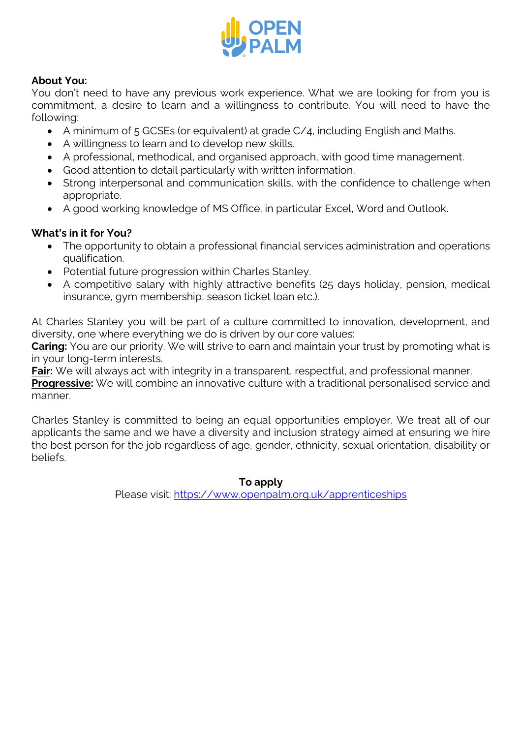**About You:**

You don't need to have any previous work experience. What we are looking for from you is commitment, a desire to learn and a willingness to contribute. You will need to have the following:

- A minimum of 5 GCSEs (or equivalent) at grade C/4, including English and Maths.
- A willingness to learn and to develop new skills.
- A professional, methodical, and organised approach, with good time management.
- Good attention to detail particularly with written information.
- Strong interpersonal and communication skills, with the confidence to challenge when appropriate.
- A good working knowledge of MS Office, in particular Excel, Word and Outlook.

**What's in it for You?**

- The opportunity to obtain a professional financial services administration and operations qualification.
- Potential future progression within Charles Stanley.
- A competitive salary with highly attractive benefits (25 days holiday, pension, medical insurance, gym membership, season ticket loan etc.).

At Charles Stanley you will be part of a culture committed to innovation, development, and diversity, one where everything we do is driven by our core values:

**Caring:** You are our priority. We will strive to earn and maintain your trust by promoting what is in your long-term interests.

**Fair:** We will always act with integrity in a transparent, respectful, and professional manner.

**Progressive:** We will combine an innovative culture with a traditional personalised service and manner.

Charles Stanley is committed to being an equal opportunities employer. We treat all of our applicants the same and we have a diversity and inclusion strategy aimed at ensuring we hire the best person for the job regardless of age, gender, ethnicity, sexual orientation, disability or beliefs.

**To apply**

Please visit: https://www.openpalm.org.uk/apprenticeships